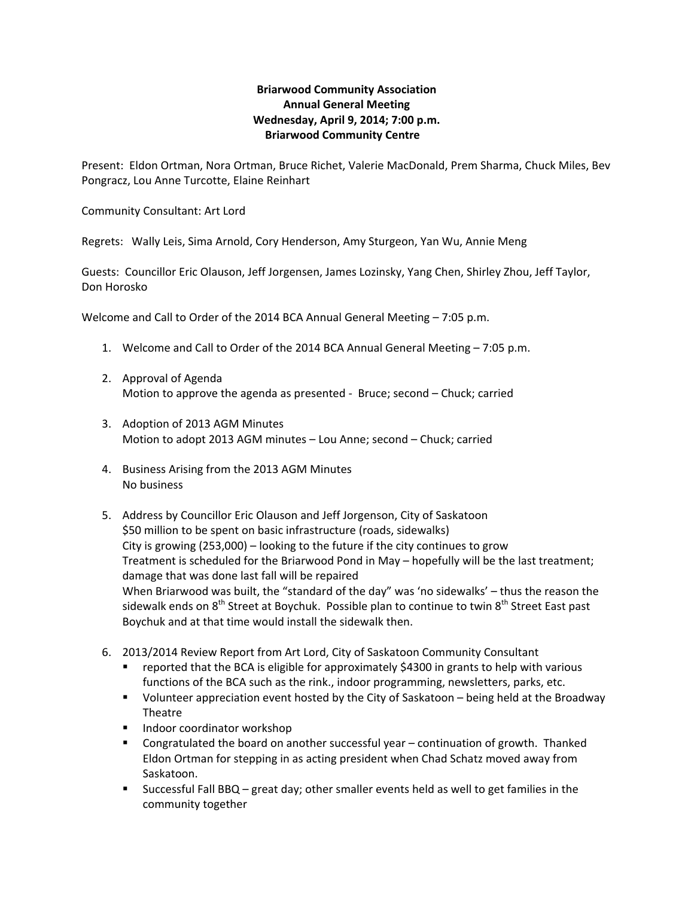**Briarwood Community Association**
**Annual General Meeting**
**Wednesday, April 9, 2014; 7:00 p.m.**
**Briarwood Community Centre**

Present: Eldon Ortman, Nora Ortman, Bruce Richet, Valerie MacDonald, Prem Sharma, Chuck Miles, Bev Pongracz, Lou Anne Turcotte, Elaine Reinhart

Community Consultant: Art Lord

Regrets: Wally Leis, Sima Arnold, Cory Henderson, Amy Sturgeon, Yan Wu, Annie Meng

Guests: Councillor Eric Olauson, Jeff Jorgensen, James Lozinsky, Yang Chen, Shirley Zhou, Jeff Taylor, Don Horosko

Welcome and Call to Order of the 2014 BCA Annual General Meeting – 7:05 p.m.

1. Welcome and Call to Order of the 2014 BCA Annual General Meeting – 7:05 p.m.

2. Approval of Agenda
   Motion to approve the agenda as presented - Bruce; second – Chuck; carried

3. Adoption of 2013 AGM Minutes
   Motion to adopt 2013 AGM minutes – Lou Anne; second – Chuck; carried

4. Business Arising from the 2013 AGM Minutes
   No business

5. Address by Councillor Eric Olauson and Jeff Jorgenson, City of Saskatoon
   $50 million to be spent on basic infrastructure (roads, sidewalks)
   City is growing (253,000) – looking to the future if the city continues to grow
   Treatment is scheduled for the Briarwood Pond in May – hopefully will be the last treatment; damage that was done last fall will be repaired
   When Briarwood was built, the "standard of the day" was 'no sidewalks' – thus the reason the sidewalk ends on 8th Street at Boychuk. Possible plan to continue to twin 8th Street East past Boychuk and at that time would install the sidewalk then.

6. 2013/2014 Review Report from Art Lord, City of Saskatoon Community Consultant
   - reported that the BCA is eligible for approximately $4300 in grants to help with various functions of the BCA such as the rink., indoor programming, newsletters, parks, etc.
   - Volunteer appreciation event hosted by the City of Saskatoon – being held at the Broadway Theatre
   - Indoor coordinator workshop
   - Congratulated the board on another successful year – continuation of growth. Thanked Eldon Ortman for stepping in as acting president when Chad Schatz moved away from Saskatoon.
   - Successful Fall BBQ – great day; other smaller events held as well to get families in the community together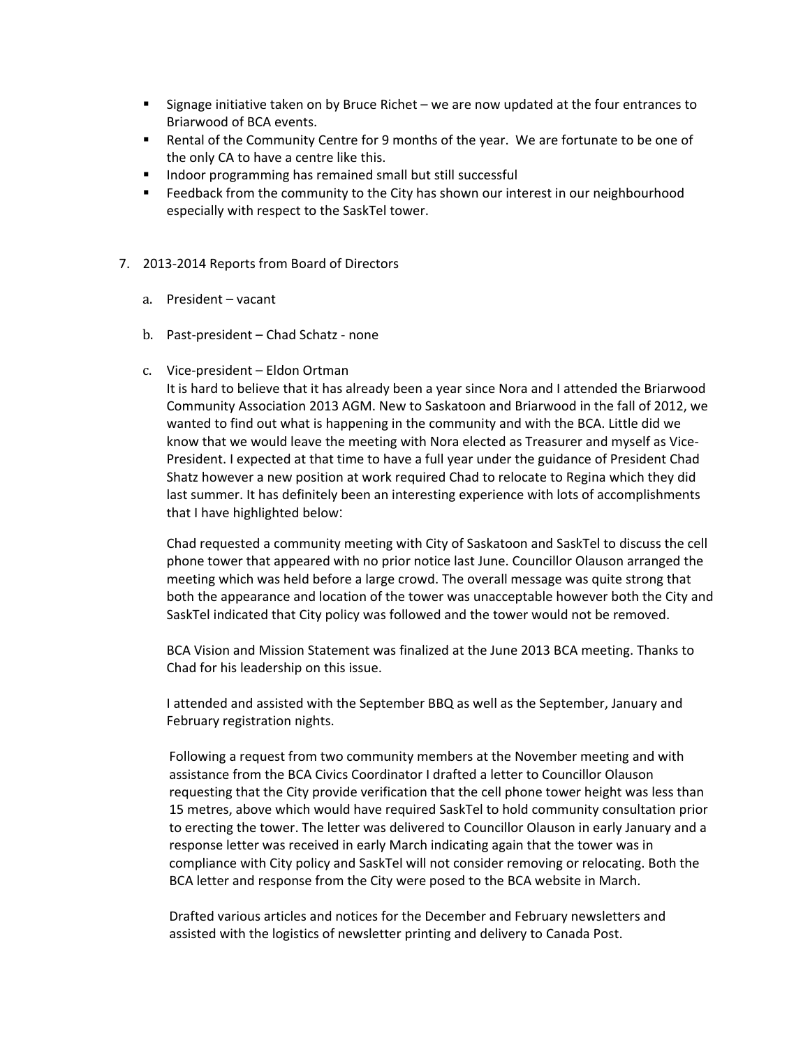- Signage initiative taken on by Bruce Richet – we are now updated at the four entrances to Briarwood of BCA events.
- Rental of the Community Centre for 9 months of the year. We are fortunate to be one of the only CA to have a centre like this.
- Indoor programming has remained small but still successful
- Feedback from the community to the City has shown our interest in our neighbourhood especially with respect to the SaskTel tower.

7. 2013-2014 Reports from Board of Directors

   a. President – vacant

   b. Past-president – Chad Schatz - none

   c. Vice-president – Eldon Ortman

      It is hard to believe that it has already been a year since Nora and I attended the Briarwood Community Association 2013 AGM. New to Saskatoon and Briarwood in the fall of 2012, we wanted to find out what is happening in the community and with the BCA. Little did we know that we would leave the meeting with Nora elected as Treasurer and myself as Vice-President. I expected at that time to have a full year under the guidance of President Chad Shatz however a new position at work required Chad to relocate to Regina which they did last summer. It has definitely been an interesting experience with lots of accomplishments that I have highlighted below:

      Chad requested a community meeting with City of Saskatoon and SaskTel to discuss the cell phone tower that appeared with no prior notice last June. Councillor Olauson arranged the meeting which was held before a large crowd. The overall message was quite strong that both the appearance and location of the tower was unacceptable however both the City and SaskTel indicated that City policy was followed and the tower would not be removed.

      BCA Vision and Mission Statement was finalized at the June 2013 BCA meeting. Thanks to Chad for his leadership on this issue.

      I attended and assisted with the September BBQ as well as the September, January and February registration nights.

      Following a request from two community members at the November meeting and with assistance from the BCA Civics Coordinator I drafted a letter to Councillor Olauson requesting that the City provide verification that the cell phone tower height was less than 15 metres, above which would have required SaskTel to hold community consultation prior to erecting the tower. The letter was delivered to Councillor Olauson in early January and a response letter was received in early March indicating again that the tower was in compliance with City policy and SaskTel will not consider removing or relocating. Both the BCA letter and response from the City were posed to the BCA website in March.

      Drafted various articles and notices for the December and February newsletters and assisted with the logistics of newsletter printing and delivery to Canada Post.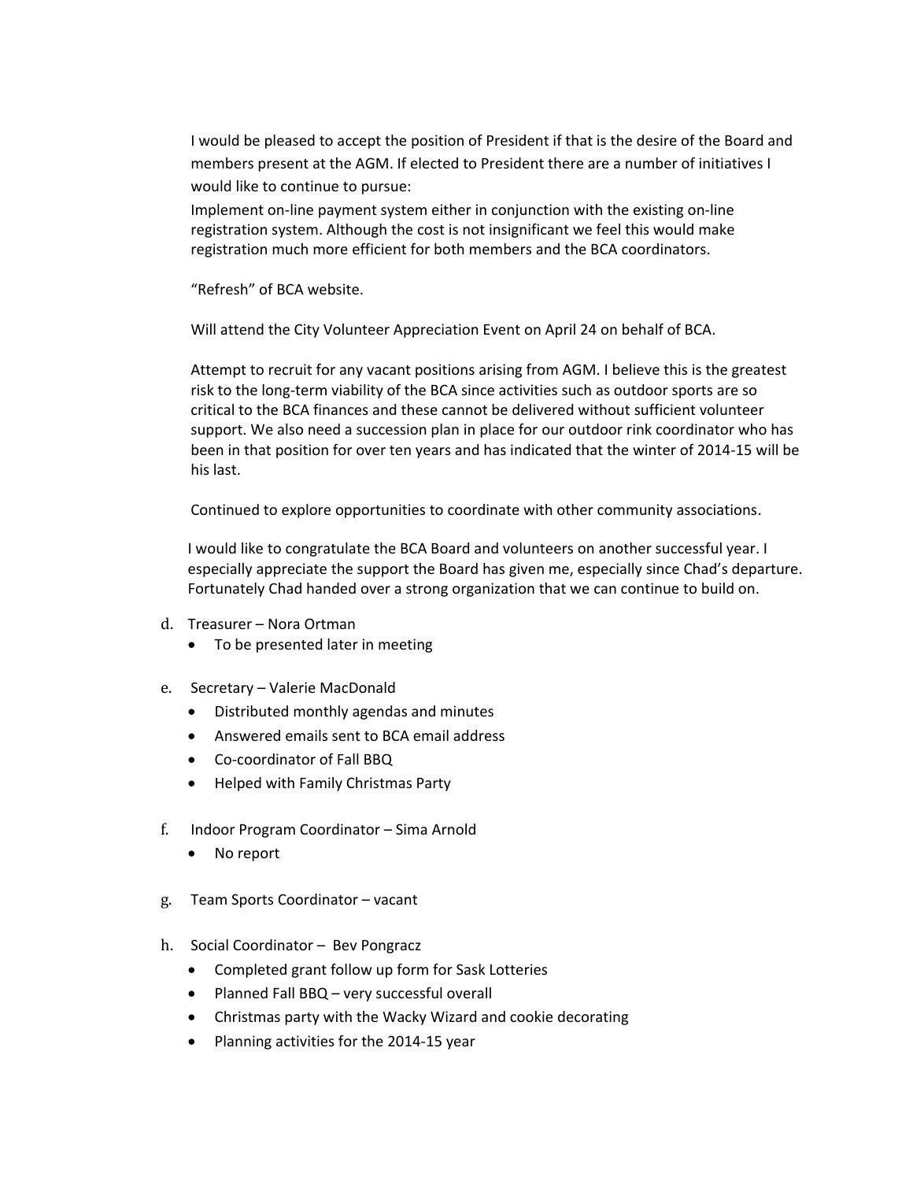I would be pleased to accept the position of President if that is the desire of the Board and members present at the AGM. If elected to President there are a number of initiatives I would like to continue to pursue:

Implement on-line payment system either in conjunction with the existing on-line registration system. Although the cost is not insignificant we feel this would make registration much more efficient for both members and the BCA coordinators.

"Refresh" of BCA website.

Will attend the City Volunteer Appreciation Event on April 24 on behalf of BCA.

Attempt to recruit for any vacant positions arising from AGM. I believe this is the greatest risk to the long-term viability of the BCA since activities such as outdoor sports are so critical to the BCA finances and these cannot be delivered without sufficient volunteer support. We also need a succession plan in place for our outdoor rink coordinator who has been in that position for over ten years and has indicated that the winter of 2014-15 will be his last.

Continued to explore opportunities to coordinate with other community associations.

I would like to congratulate the BCA Board and volunteers on another successful year. I especially appreciate the support the Board has given me, especially since Chad's departure. Fortunately Chad handed over a strong organization that we can continue to build on.

d. Treasurer – Nora Ortman
   - To be presented later in meeting

e. Secretary – Valerie MacDonald
   - Distributed monthly agendas and minutes
   - Answered emails sent to BCA email address
   - Co-coordinator of Fall BBQ
   - Helped with Family Christmas Party

f. Indoor Program Coordinator – Sima Arnold
   - No report

g. Team Sports Coordinator – vacant

h. Social Coordinator – Bev Pongracz
   - Completed grant follow up form for Sask Lotteries
   - Planned Fall BBQ – very successful overall
   - Christmas party with the Wacky Wizard and cookie decorating
   - Planning activities for the 2014-15 year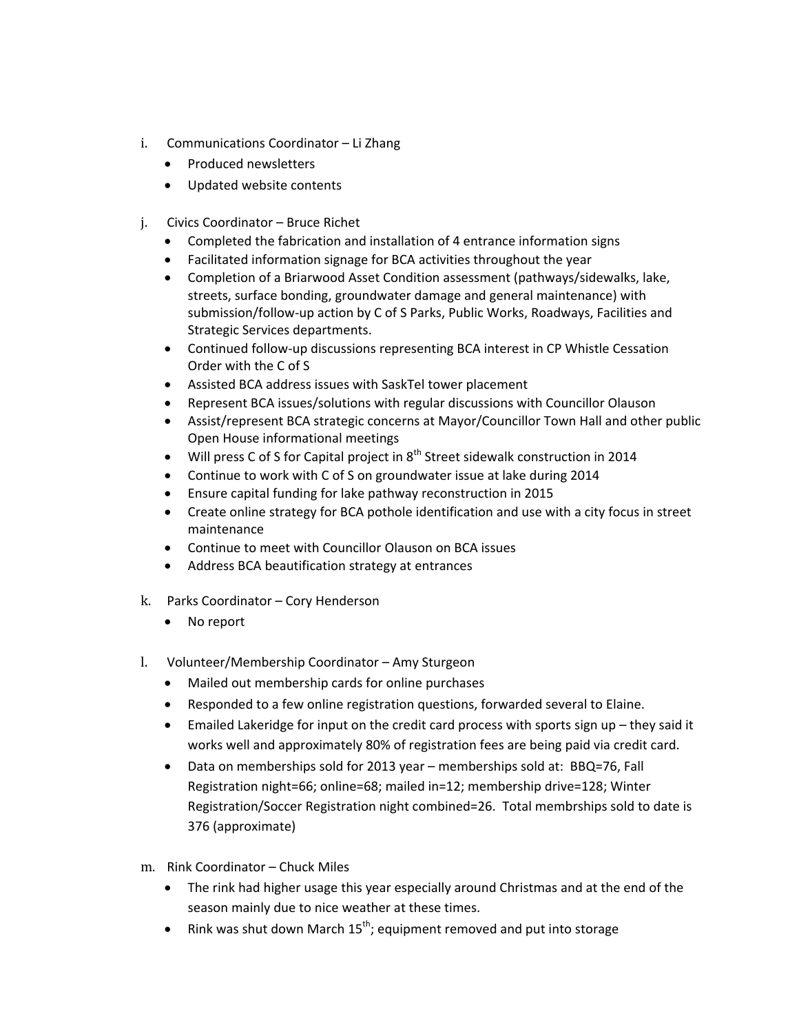i. Communications Coordinator – Li Zhang
   - Produced newsletters
   - Updated website contents

j. Civics Coordinator – Bruce Richet
   - Completed the fabrication and installation of 4 entrance information signs
   - Facilitated information signage for BCA activities throughout the year
   - Completion of a Briarwood Asset Condition assessment (pathways/sidewalks, lake, streets, surface bonding, groundwater damage and general maintenance) with submission/follow-up action by C of S Parks, Public Works, Roadways, Facilities and Strategic Services departments.
   - Continued follow-up discussions representing BCA interest in CP Whistle Cessation Order with the C of S
   - Assisted BCA address issues with SaskTel tower placement
   - Represent BCA issues/solutions with regular discussions with Councillor Olauson
   - Assist/represent BCA strategic concerns at Mayor/Councillor Town Hall and other public Open House informational meetings
   - Will press C of S for Capital project in 8th Street sidewalk construction in 2014
   - Continue to work with C of S on groundwater issue at lake during 2014
   - Ensure capital funding for lake pathway reconstruction in 2015
   - Create online strategy for BCA pothole identification and use with a city focus in street maintenance
   - Continue to meet with Councillor Olauson on BCA issues
   - Address BCA beautification strategy at entrances

k. Parks Coordinator – Cory Henderson
   - No report

l. Volunteer/Membership Coordinator – Amy Sturgeon
   - Mailed out membership cards for online purchases
   - Responded to a few online registration questions, forwarded several to Elaine.
   - Emailed Lakeridge for input on the credit card process with sports sign up – they said it works well and approximately 80% of registration fees are being paid via credit card.
   - Data on memberships sold for 2013 year – memberships sold at: BBQ=76, Fall Registration night=66; online=68; mailed in=12; membership drive=128; Winter Registration/Soccer Registration night combined=26. Total membrships sold to date is 376 (approximate)

m. Rink Coordinator – Chuck Miles
   - The rink had higher usage this year especially around Christmas and at the end of the season mainly due to nice weather at these times.
   - Rink was shut down March 15th; equipment removed and put into storage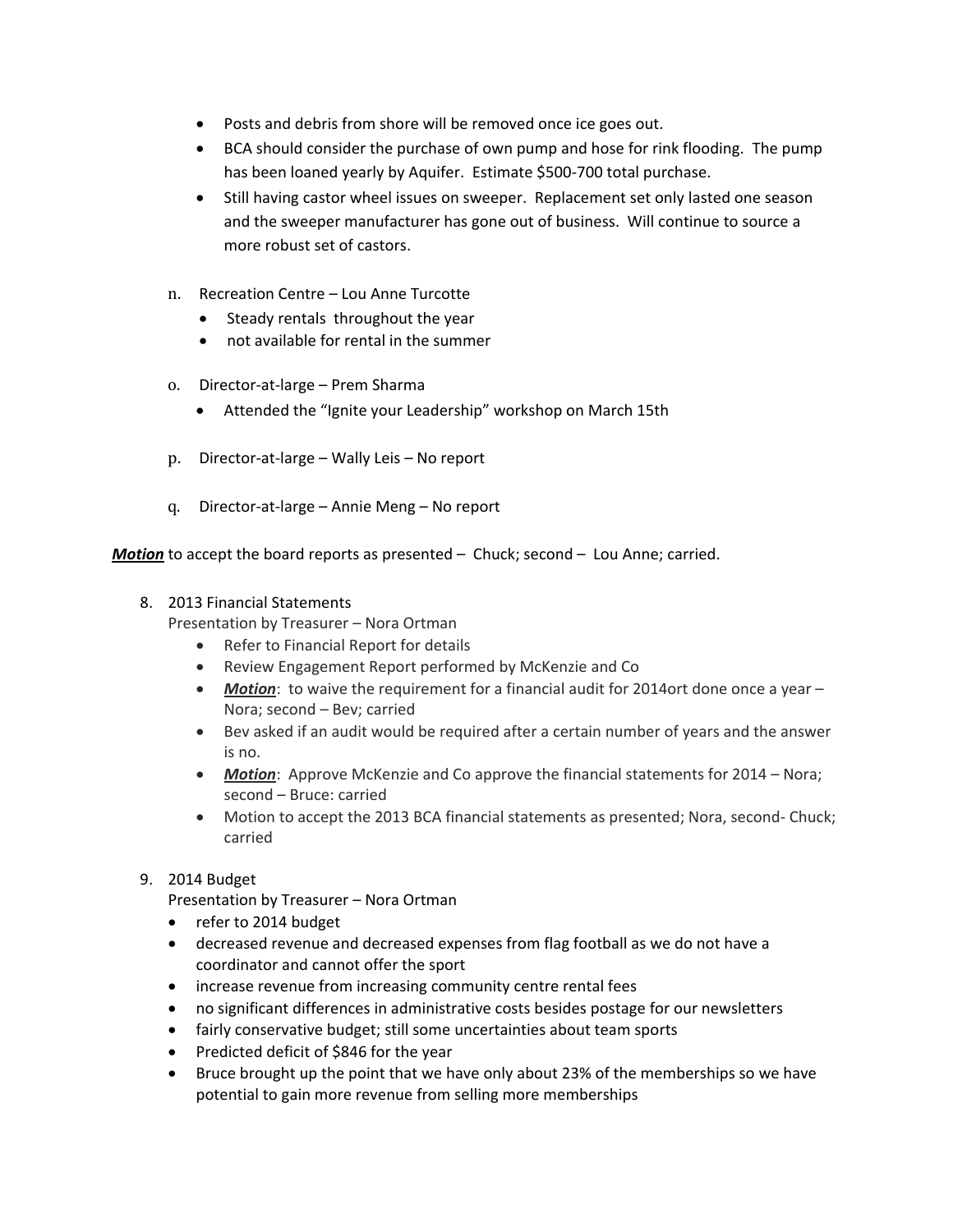- Posts and debris from shore will be removed once ice goes out.
- BCA should consider the purchase of own pump and hose for rink flooding. The pump has been loaned yearly by Aquifer. Estimate $500-700 total purchase.
- Still having castor wheel issues on sweeper. Replacement set only lasted one season and the sweeper manufacturer has gone out of business. Will continue to source a more robust set of castors.

n. Recreation Centre – Lou Anne Turcotte
   - Steady rentals throughout the year
   - not available for rental in the summer

o. Director-at-large – Prem Sharma
   - Attended the "Ignite your Leadership" workshop on March 15th

p. Director-at-large – Wally Leis – No report

q. Director-at-large – Annie Meng – No report

***Motion*** to accept the board reports as presented – Chuck; second – Lou Anne; carried.

8. 2013 Financial Statements
   Presentation by Treasurer – Nora Ortman
   - Refer to Financial Report for details
   - Review Engagement Report performed by McKenzie and Co
   - ***Motion***: to waive the requirement for a financial audit for 2014ort done once a year – Nora; second – Bev; carried
   - Bev asked if an audit would be required after a certain number of years and the answer is no.
   - ***Motion***: Approve McKenzie and Co approve the financial statements for 2014 – Nora; second – Bruce: carried
   - Motion to accept the 2013 BCA financial statements as presented; Nora, second- Chuck; carried

9. 2014 Budget
   Presentation by Treasurer – Nora Ortman
   - refer to 2014 budget
   - decreased revenue and decreased expenses from flag football as we do not have a coordinator and cannot offer the sport
   - increase revenue from increasing community centre rental fees
   - no significant differences in administrative costs besides postage for our newsletters
   - fairly conservative budget; still some uncertainties about team sports
   - Predicted deficit of $846 for the year
   - Bruce brought up the point that we have only about 23% of the memberships so we have potential to gain more revenue from selling more memberships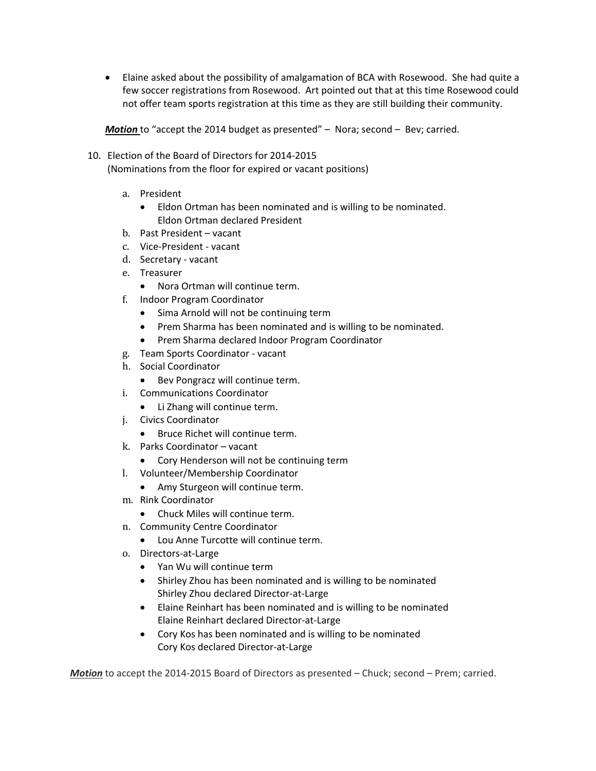- Elaine asked about the possibility of amalgamation of BCA with Rosewood. She had quite a few soccer registrations from Rosewood. Art pointed out that at this time Rosewood could not offer team sports registration at this time as they are still building their community.

***Motion*** to "accept the 2014 budget as presented" – Nora; second – Bev; carried.

10. Election of the Board of Directors for 2014-2015
    (Nominations from the floor for expired or vacant positions)

    a. President
        - Eldon Ortman has been nominated and is willing to be nominated.
          Eldon Ortman declared President
    b. Past President – vacant
    c. Vice-President - vacant
    d. Secretary - vacant
    e. Treasurer
        - Nora Ortman will continue term.
    f. Indoor Program Coordinator
        - Sima Arnold will not be continuing term
        - Prem Sharma has been nominated and is willing to be nominated.
        - Prem Sharma declared Indoor Program Coordinator
    g. Team Sports Coordinator - vacant
    h. Social Coordinator
        - Bev Pongracz will continue term.
    i. Communications Coordinator
        - Li Zhang will continue term.
    j. Civics Coordinator
        - Bruce Richet will continue term.
    k. Parks Coordinator – vacant
        - Cory Henderson will not be continuing term
    l. Volunteer/Membership Coordinator
        - Amy Sturgeon will continue term.
    m. Rink Coordinator
        - Chuck Miles will continue term.
    n. Community Centre Coordinator
        - Lou Anne Turcotte will continue term.
    o. Directors-at-Large
        - Yan Wu will continue term
        - Shirley Zhou has been nominated and is willing to be nominated
          Shirley Zhou declared Director-at-Large
        - Elaine Reinhart has been nominated and is willing to be nominated
          Elaine Reinhart declared Director-at-Large
        - Cory Kos has been nominated and is willing to be nominated
          Cory Kos declared Director-at-Large

***Motion*** to accept the 2014-2015 Board of Directors as presented – Chuck; second – Prem; carried.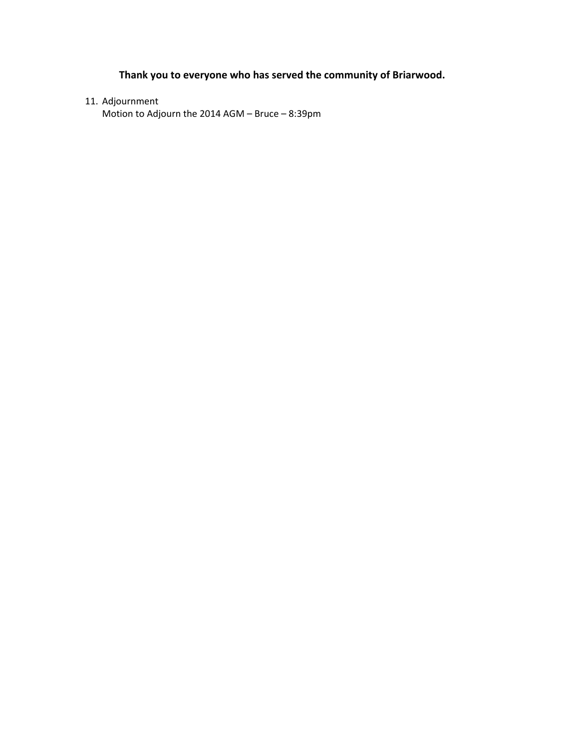**Thank you to everyone who has served the community of Briarwood.**

11. Adjournment
    Motion to Adjourn the 2014 AGM – Bruce – 8:39pm